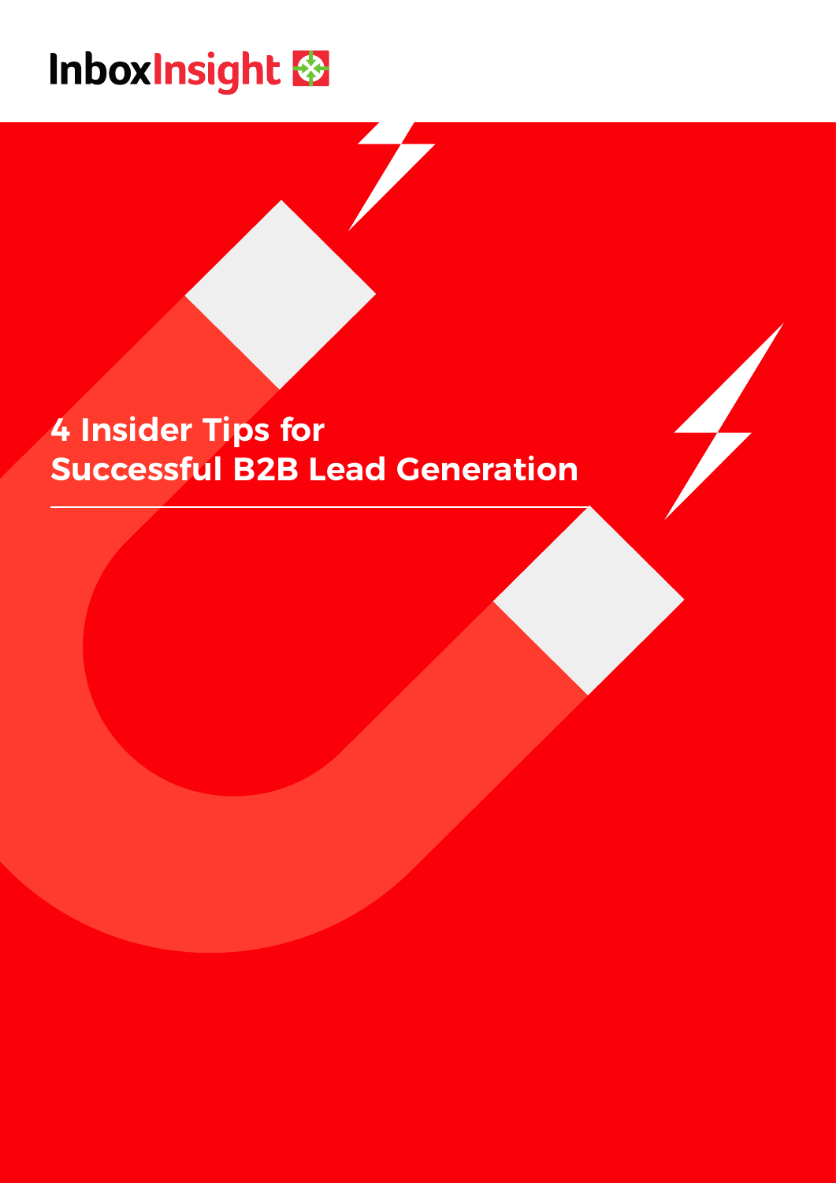InboxInsight

# 4 Insider Tips for Successful B2B Lead Generation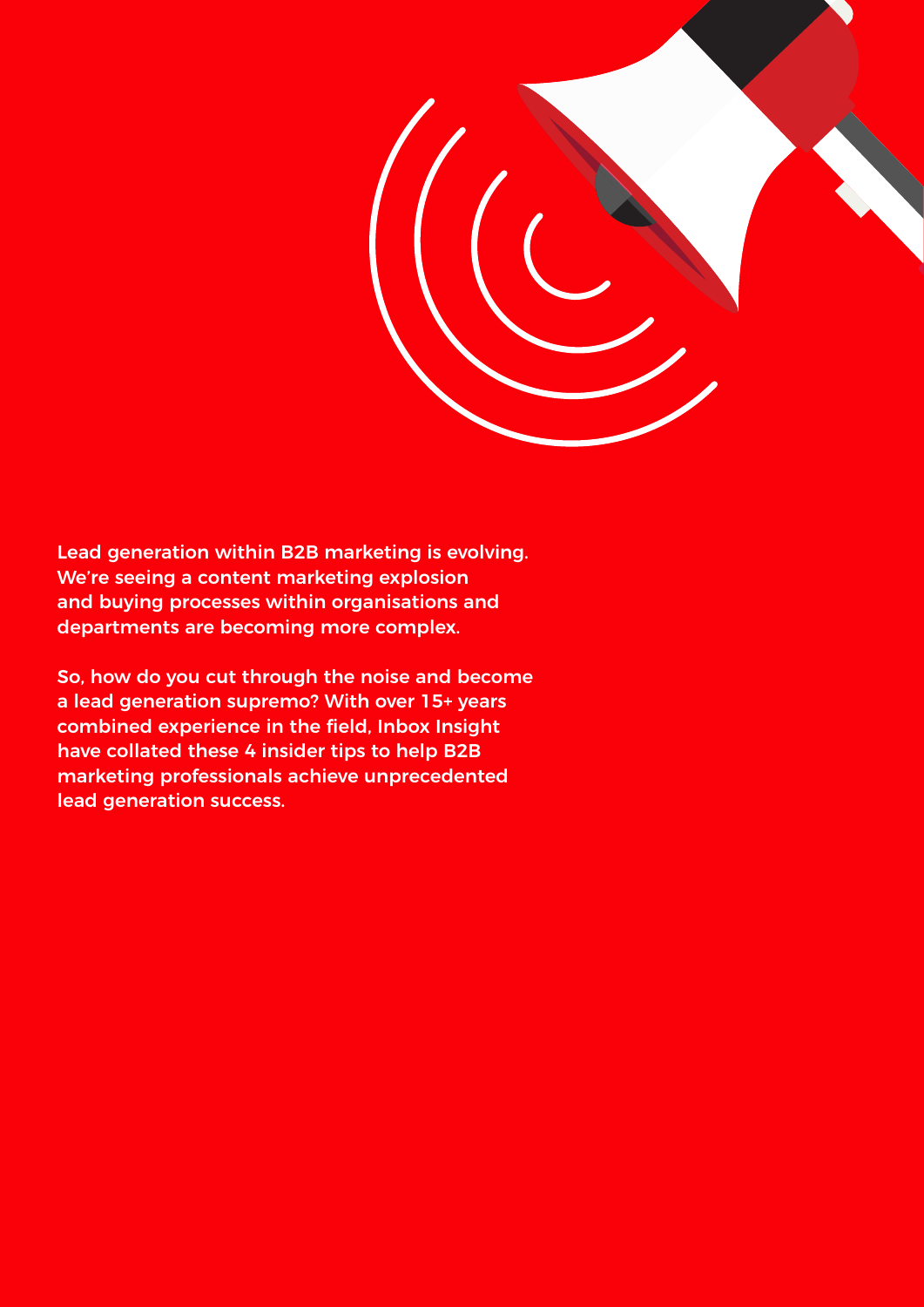Lead generation within B2B marketing is evolving. We're seeing a content marketing explosion and buying processes within organisations and departments are becoming more complex.

So, how do you cut through the noise and become a lead generation supremo? With over 15+ years combined experience in the field, Inbox Insight have collated these 4 insider tips to help B2B marketing professionals achieve unprecedented lead generation success.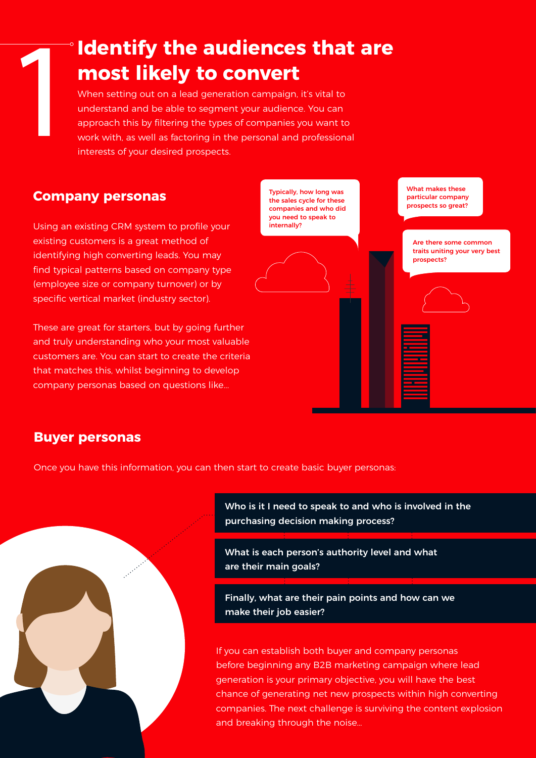# 1 Identify the audiences that are most likely to convert

When setting out on a lead generation campaign, it's vital to understand and be able to segment your audience. You can approach this by filtering the types of companies you want to work with, as well as factoring in the personal and professional interests of your desired prospects.

## Company personas

Using an existing CRM system to profile your existing customers is a great method of identifying high converting leads. You may find typical patterns based on company type (employee size or company turnover) or by specific vertical market (industry sector).

These are great for starters, but by going further and truly understanding who your most valuable customers are. You can start to create the criteria that matches this, whilst beginning to develop company personas based on questions like...

**Typically, how long was the sales cycle for these companies and who did you need to speak to internally?**

**What makes these particular company prospects so great?**

**Are there some common traits uniting your very best prospects?**

## Buyer personas

Once you have this information, you can then start to create basic buyer personas:

**Who is it I need to speak to and who is involved in the purchasing decision making process?**

**What is each person's authority level and what are their main goals?**

**Finally, what are their pain points and how can we make their job easier?**

If you can establish both buyer and company personas before beginning any B2B marketing campaign where lead generation is your primary objective, you will have the best chance of generating net new prospects within high converting companies. The next challenge is surviving the content explosion and breaking through the noise...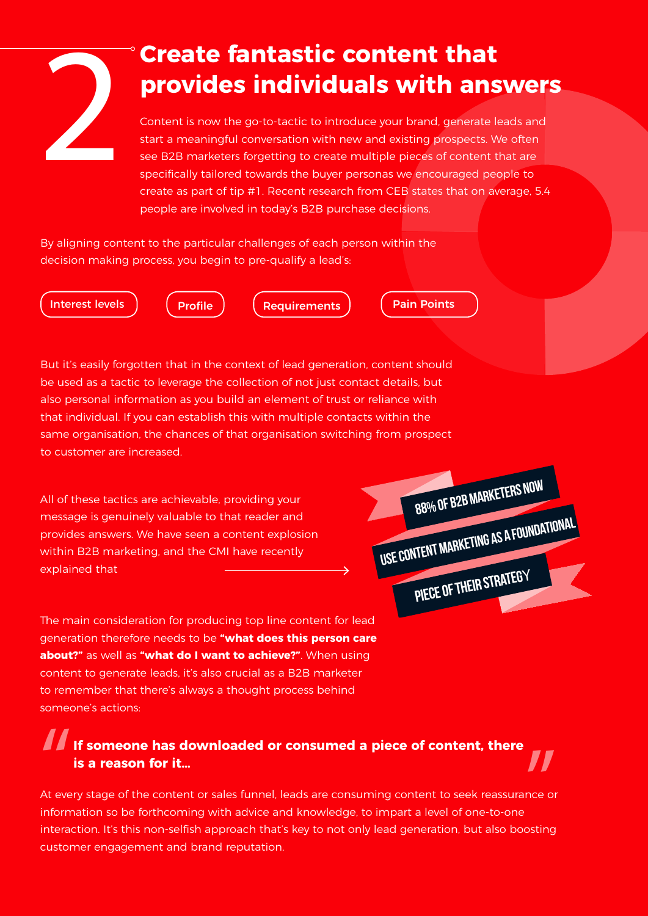# 2 Create fantastic content that provides individuals with answers

Content is now the go-to-tactic to introduce your brand, generate leads and start a meaningful conversation with new and existing prospects. We often see B2B marketers forgetting to create multiple pieces of content that are specifically tailored towards the buyer personas we encouraged people to create as part of tip #1. Recent research from CEB states that on average, 5.4 people are involved in today's B2B purchase decisions.

By aligning content to the particular challenges of each person within the decision making process, you begin to pre-qualify a lead's:

- Interest levels
- Profile
- Requirements
- Pain Points

But it's easily forgotten that in the context of lead generation, content should be used as a tactic to leverage the collection of not just contact details, but also personal information as you build an element of trust or reliance with that individual. If you can establish this with multiple contacts within the same organisation, the chances of that organisation switching from prospect to customer are increased.

All of these tactics are achievable, providing your message is genuinely valuable to that reader and provides answers. We have seen a content explosion within B2B marketing, and the CMI have recently explained that

**88% OF B2B MARKETERS NOW USE CONTENT MARKETING AS A FOUNDATIONAL PIECE OF THEIR STRATEGY**

The main consideration for producing top line content for lead generation therefore needs to be **"what does this person care about?"** as well as **"what do I want to achieve?"**. When using content to generate leads, it's also crucial as a B2B marketer to remember that there's always a thought process behind someone's actions:

> **"If someone has downloaded or consumed a piece of content, there is a reason for it..."**

At every stage of the content or sales funnel, leads are consuming content to seek reassurance or information so be forthcoming with advice and knowledge, to impart a level of one-to-one interaction. It's this non-selfish approach that's key to not only lead generation, but also boosting customer engagement and brand reputation.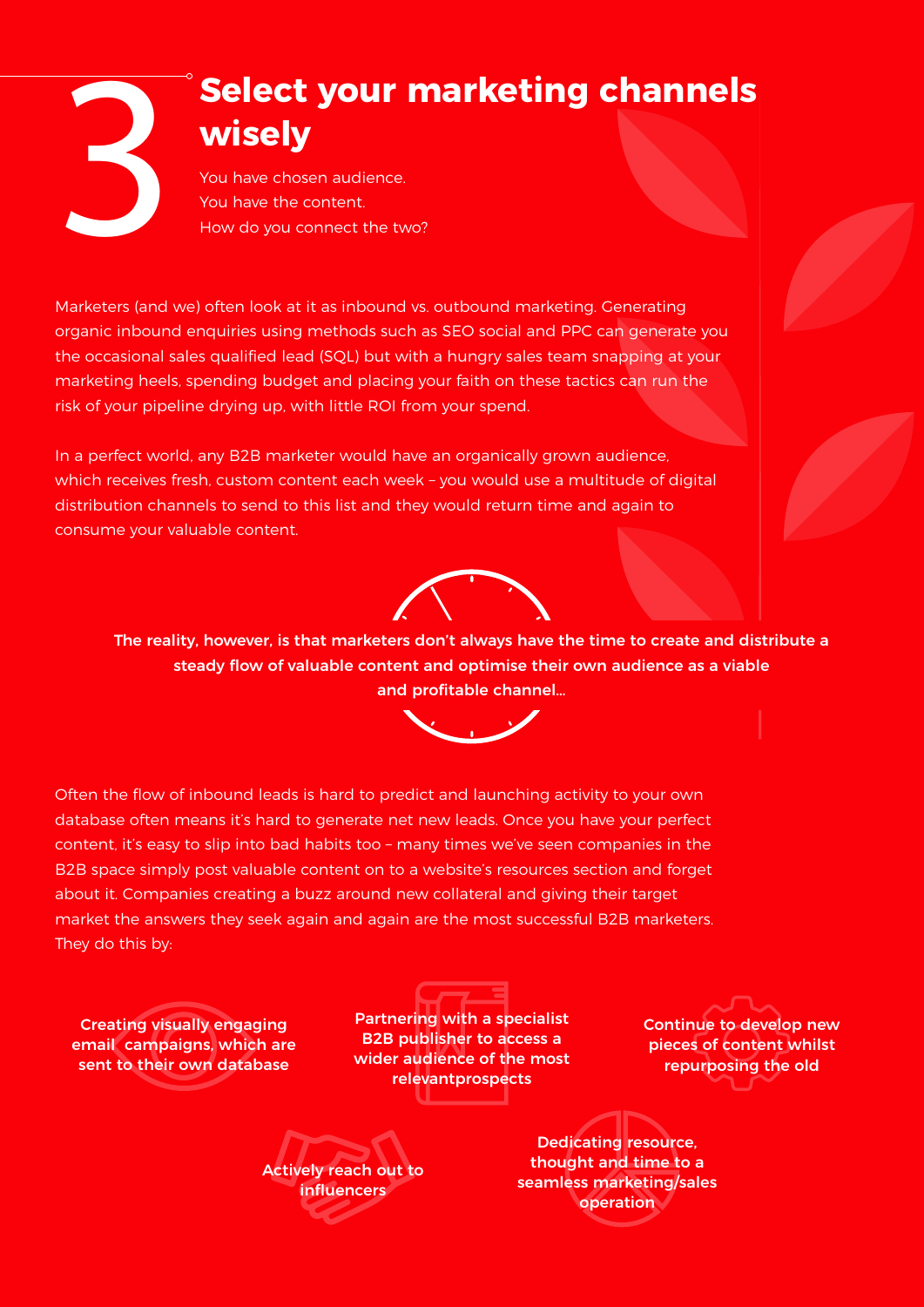# 3 Select your marketing channels wisely

You have chosen audience.
You have the content.
How do you connect the two?

Marketers (and we) often look at it as inbound vs. outbound marketing. Generating organic inbound enquiries using methods such as SEO social and PPC can generate you the occasional sales qualified lead (SQL) but with a hungry sales team snapping at your marketing heels, spending budget and placing your faith on these tactics can run the risk of your pipeline drying up, with little ROI from your spend.

In a perfect world, any B2B marketer would have an organically grown audience, which receives fresh, custom content each week – you would use a multitude of digital distribution channels to send to this list and they would return time and again to consume your valuable content.

**The reality, however, is that marketers don't always have the time to create and distribute a steady flow of valuable content and optimise their own audience as a viable and profitable channel...**

Often the flow of inbound leads is hard to predict and launching activity to your own database often means it's hard to generate net new leads. Once you have your perfect content, it's easy to slip into bad habits too – many times we've seen companies in the B2B space simply post valuable content on to a website's resources section and forget about it. Companies creating a buzz around new collateral and giving their target market the answers they seek again and again are the most successful B2B marketers. They do this by:

- **Creating visually engaging email campaigns, which are sent to their own database**
- **Partnering with a specialist B2B publisher to access a wider audience of the most relevantprospects**
- **Continue to develop new pieces of content whilst repurposing the old**
- **Actively reach out to influencers**
- **Dedicating resource, thought and time to a seamless marketing/sales operation**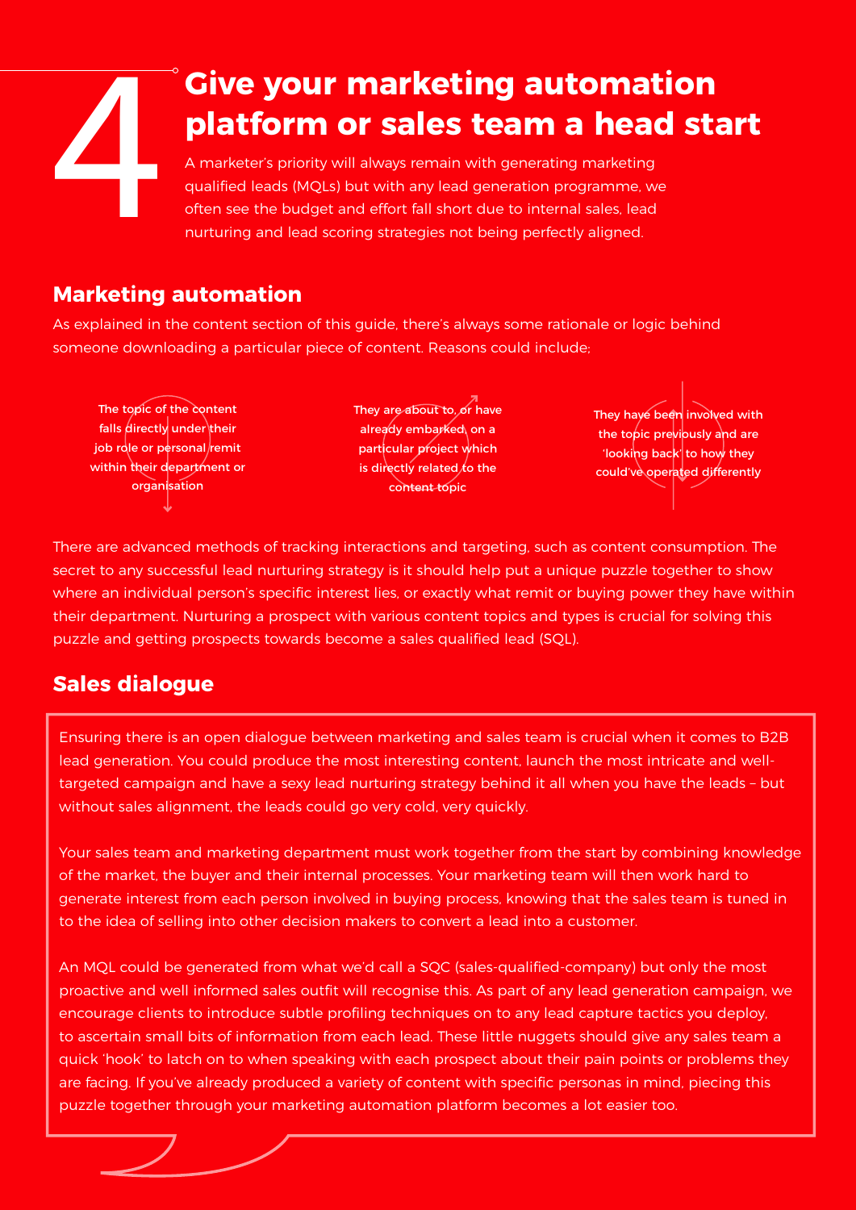# 4 Give your marketing automation platform or sales team a head start

A marketer's priority will always remain with generating marketing qualified leads (MQLs) but with any lead generation programme, we often see the budget and effort fall short due to internal sales, lead nurturing and lead scoring strategies not being perfectly aligned.

## Marketing automation

As explained in the content section of this guide, there's always some rationale or logic behind someone downloading a particular piece of content. Reasons could include;

- The topic of the content falls directly under their job role or personal remit within their department or organisation
- They are about to, or have already embarked, on a particular project which is directly related to the content topic
- They have been involved with the topic previously and are 'looking back' to how they could've operated differently

There are advanced methods of tracking interactions and targeting, such as content consumption. The secret to any successful lead nurturing strategy is it should help put a unique puzzle together to show where an individual person's specific interest lies, or exactly what remit or buying power they have within their department. Nurturing a prospect with various content topics and types is crucial for solving this puzzle and getting prospects towards become a sales qualified lead (SQL).

## Sales dialogue

Ensuring there is an open dialogue between marketing and sales team is crucial when it comes to B2B lead generation. You could produce the most interesting content, launch the most intricate and well-targeted campaign and have a sexy lead nurturing strategy behind it all when you have the leads – but without sales alignment, the leads could go very cold, very quickly.

Your sales team and marketing department must work together from the start by combining knowledge of the market, the buyer and their internal processes. Your marketing team will then work hard to generate interest from each person involved in buying process, knowing that the sales team is tuned in to the idea of selling into other decision makers to convert a lead into a customer.

An MQL could be generated from what we'd call a SQC (sales-qualified-company) but only the most proactive and well informed sales outfit will recognise this. As part of any lead generation campaign, we encourage clients to introduce subtle profiling techniques on to any lead capture tactics you deploy, to ascertain small bits of information from each lead. These little nuggets should give any sales team a quick 'hook' to latch on to when speaking with each prospect about their pain points or problems they are facing. If you've already produced a variety of content with specific personas in mind, piecing this puzzle together through your marketing automation platform becomes a lot easier too.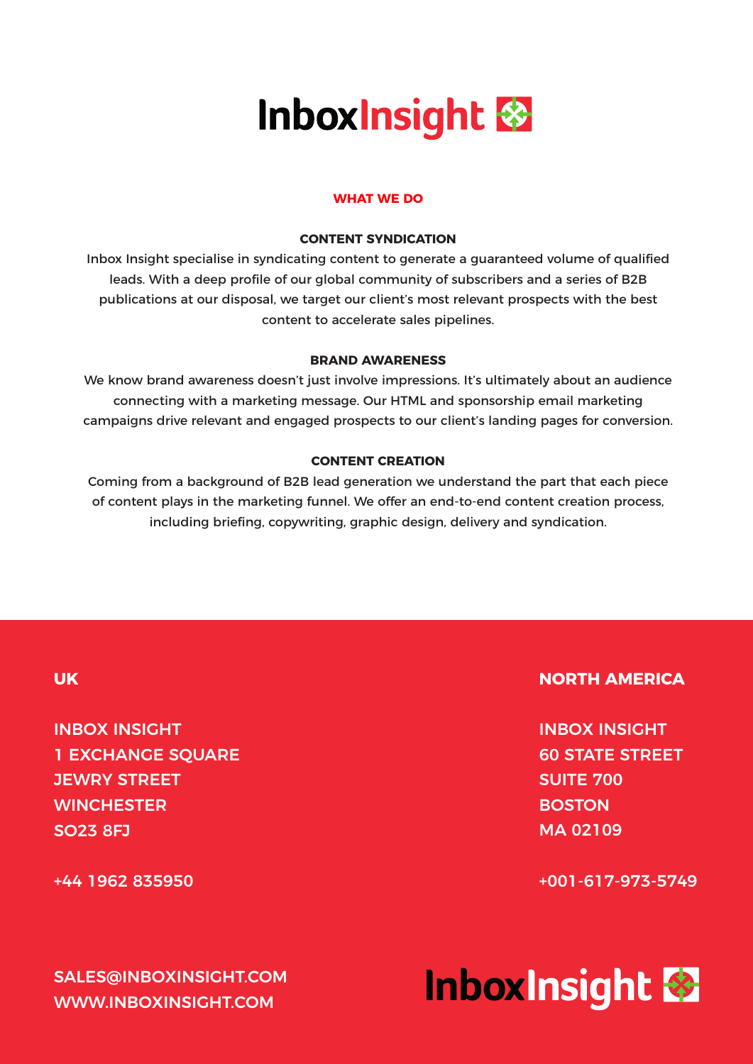# InboxInsight

## WHAT WE DO

### CONTENT SYNDICATION

Inbox Insight specialise in syndicating content to generate a guaranteed volume of qualified leads. With a deep profile of our global community of subscribers and a series of B2B publications at our disposal, we target our client's most relevant prospects with the best content to accelerate sales pipelines.

### BRAND AWARENESS

We know brand awareness doesn't just involve impressions. It's ultimately about an audience connecting with a marketing message. Our HTML and sponsorship email marketing campaigns drive relevant and engaged prospects to our client's landing pages for conversion.

### CONTENT CREATION

Coming from a background of B2B lead generation we understand the part that each piece of content plays in the marketing funnel. We offer an end-to-end content creation process, including briefing, copywriting, graphic design, delivery and syndication.

**UK**

INBOX INSIGHT
1 EXCHANGE SQUARE
JEWRY STREET
WINCHESTER
SO23 8FJ

+44 1962 835950

**NORTH AMERICA**

INBOX INSIGHT
60 STATE STREET
SUITE 700
BOSTON
MA 02109

+001-617-973-5749

SALES@INBOXINSIGHT.COM
WWW.INBOXINSIGHT.COM

InboxInsight